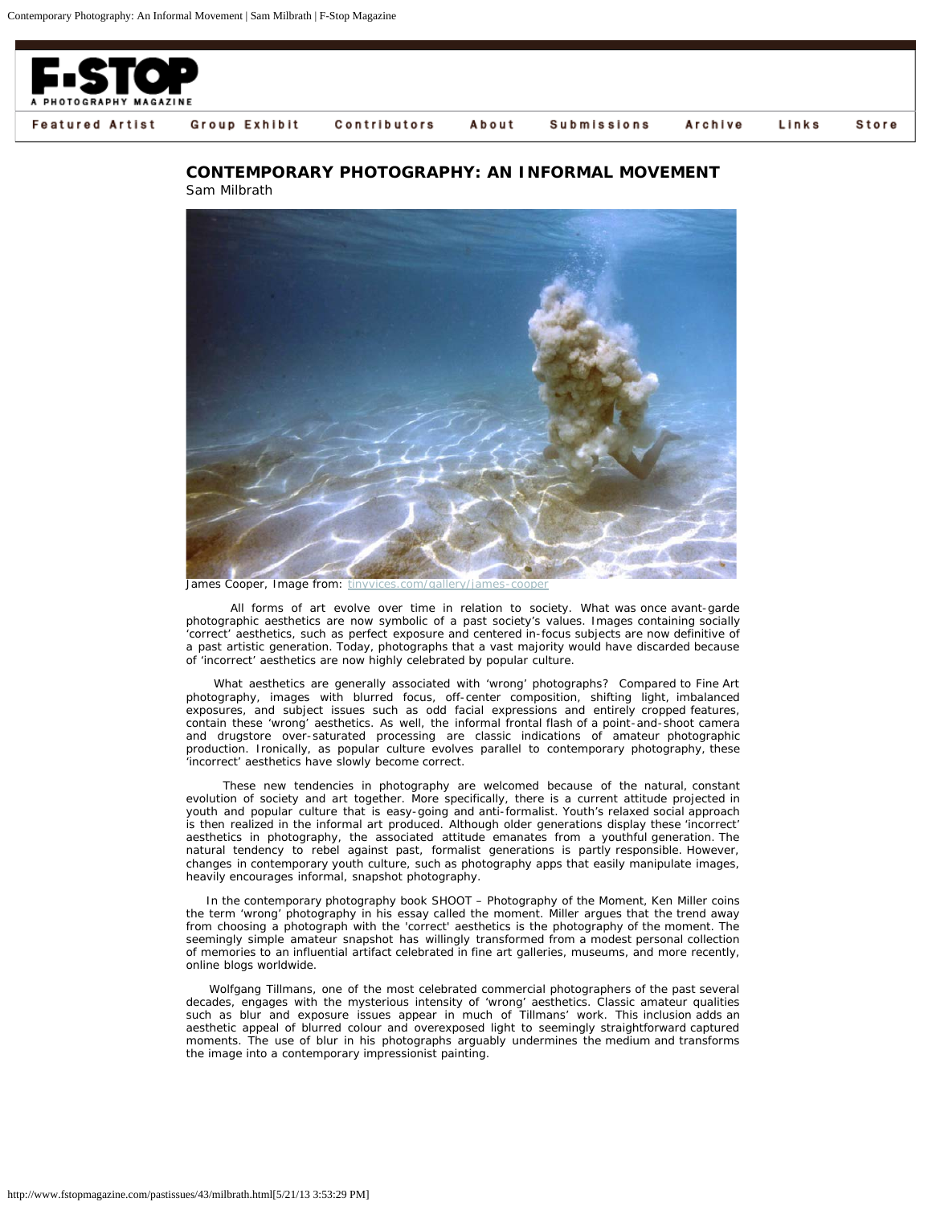## CONTEMPORARY PHOTOGRAPHY: AN INFORMAL MOVEMENT

Sam Milbrath

James Cooper, Image from: tinyvices.com/gallery/james-cooper

All forms of art evolve over time in relation to society. What was once avant-garde photographic aesthetics are now symbolic of a past society's values. Images containing socially 'correct' aesthetics, such as perfect exposure and centered in-focus subjects are now definitive of a past artistic generation. Today, photographs that a vast majority would have discarded because of 'incorrect' aesthetics are now highly celebrated by popular culture.

What aesthetics are generally associated with 'wrong' photographs? Compared to Fine Art photography, images with blurred focus, off-center composition, shifting light, imbalanced exposures, and subject issues such as odd facial expressions and entirely cropped features, contain these 'wrong' aesthetics. As well, the informal frontal flash of a point-and-shoot camera and drugstore over-saturated processing are classic indications of amateur photographic production. Ironically, as popular culture evolves parallel to contemporary photography, these 'incorrect' aesthetics have slowly become correct.

These new tendencies in photography are welcomed because of the natural, constant evolution of society and art together. More specifically, there is a current attitude projected in youth and popular culture that is easy-going and anti-formalist. Youth's relaxed social approach is then realized in the informal art produced. Although older generations display these 'incorrect' aesthetics in photography, the associated attitude emanates from a youthful generation. The natural tendency to rebel against past, formalist generations is partly responsible. However, changes in contemporary youth culture, such as photography apps that easily manipulate images, heavily encourages informal, snapshot photography.

In the contemporary photography book SHOOT – Photography of the Moment, Ken Miller coins the term 'wrong' photography in his essay called the moment. Miller argues that the trend away from choosing a photograph with the 'correct' aesthetics is the photography of the moment. The seemingly simple amateur snapshot has willingly transformed from a modest personal collection of memories to an influential artifact celebrated in fine art galleries, museums, and more recently, online blogs worldwide.

Wolfgang Tillmans, one of the most celebrated commercial photographers of the past several decades, engages with the mysterious intensity of 'wrong' aesthetics. Classic amateur qualities such as blur and exposure issues appear in much of Tillmans' work. This inclusion adds an aesthetic appeal of blurred colour and overexposed light to seemingly straightforward captured moments. The use of blur in his photographs arguably undermines the medium and transforms the image into a contemporary impressionist painting.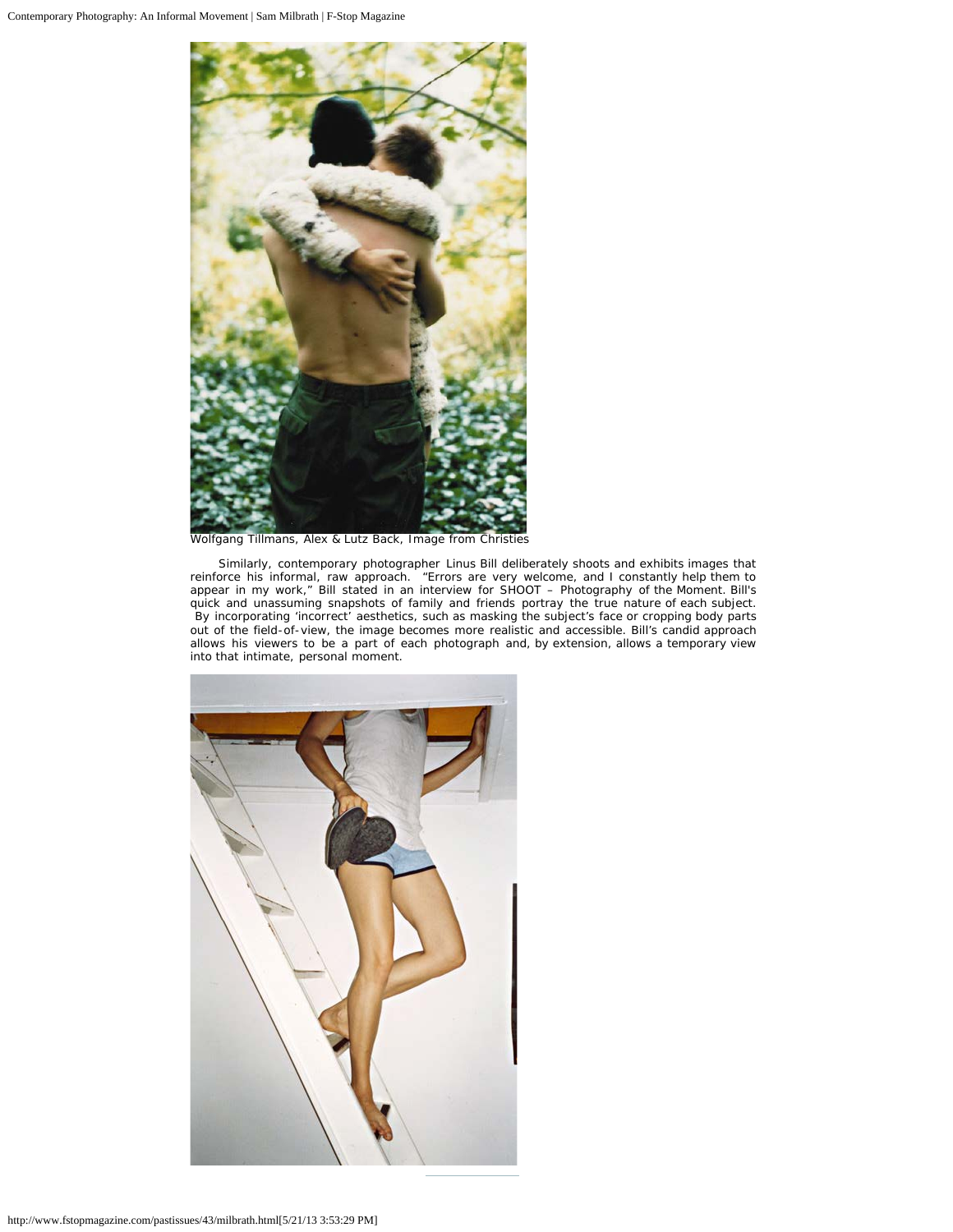Wolfgang Tillmans, Alex & Lutz Back, Image from Christies

Similarly, contemporary photographer Linus Bill deliberately shoots and exhibits images that reinforce his informal, raw approach. "Errors are very welcome, and I constantly help them to appear in my work," Bill stated in an interview for SHOOT – Photography of the Moment. Bill's quick and unassuming snapshots of family and friends portray the true nature of each subject. By incorporating 'incorrect' aesthetics, such as masking the subject's face or cropping body parts out of the field-of-view, the image becomes more realistic and accessible. Bill's candid approach allows his viewers to be a part of each photograph and, by extension, allows a temporary view into that intimate, personal moment.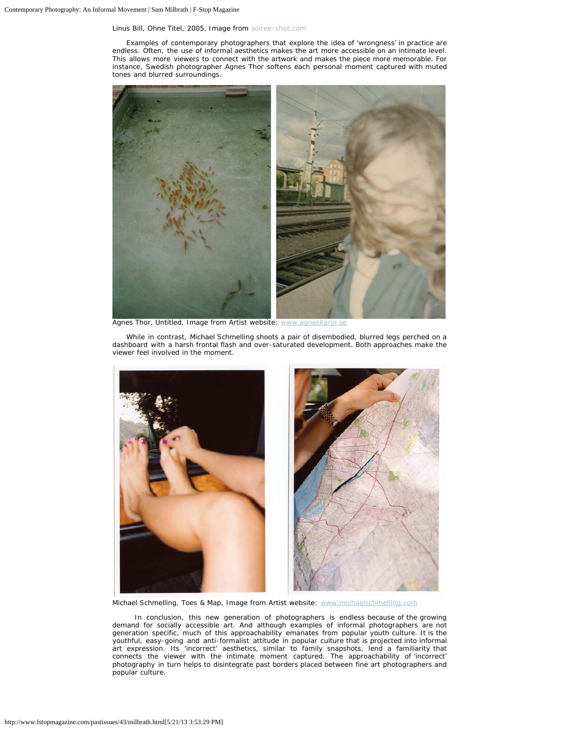Linus Bill, Ohne Titel, 2005, Image from soiree-shot.com

Examples of contemporary photographers that explore the idea of 'wrongness' in practice are endless. Often, the use of informal aesthetics makes the art more accessible on an intimate level. This allows more viewers to connect with the artwork and makes the piece more memorable. For instance, Swedish photographer Agnes Thor softens each personal moment captured with muted tones and blurred surroundings.

Agnes Thor, Untitled, Image from Artist website: www.agneskarin.se

While in contrast, Michael Schmelling shoots a pair of disembodied, blurred legs perched on a dashboard with a harsh frontal flash and over-saturated development. Both approaches make the viewer feel involved in the moment.

Michael Schmelling, Toes & Map, Image from Artist website: www.michaelschmelling.com

In conclusion, this new generation of photographers is endless because of the growing demand for socially accessible art. And although examples of informal photographers are not generation specific, much of this approachability emanates from popular youth culture. It is the youthful, easy-going and anti-formalist attitude in popular culture that is projected into informal art expression. Its 'incorrect' aesthetics, similar to family snapshots, lend a familiarity that connects the viewer with the intimate moment captured. The approachability of 'incorrect' photography in turn helps to disintegrate past borders placed between fine art photographers and popular culture.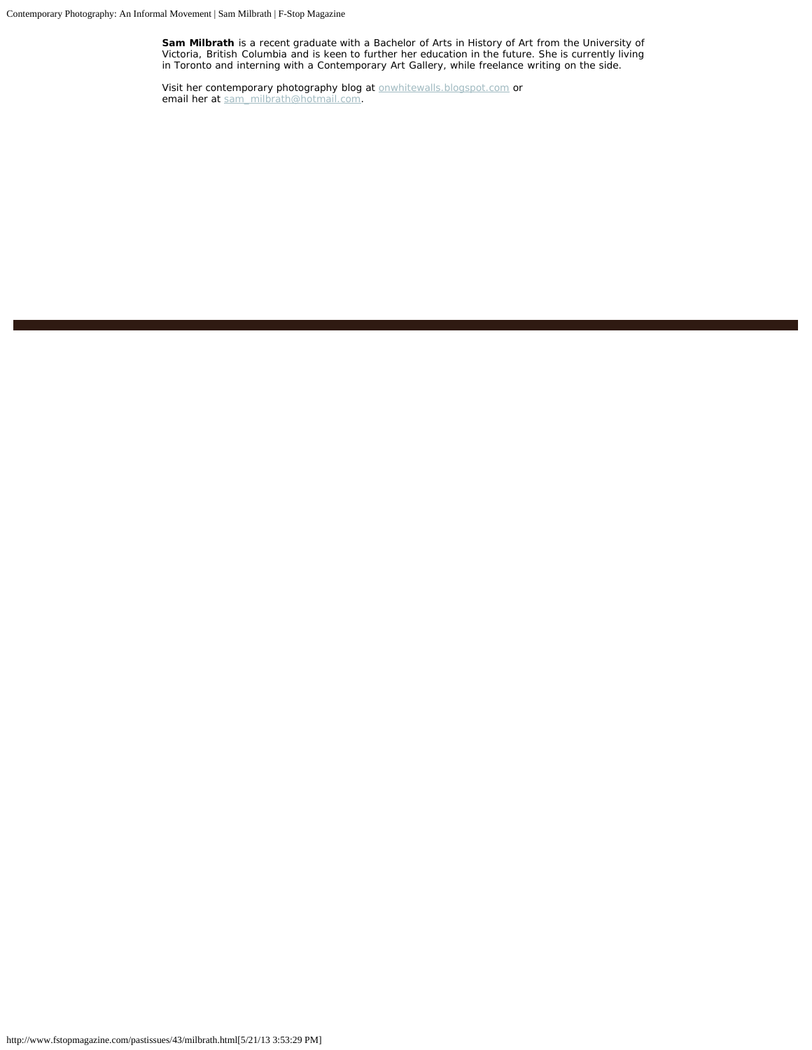**Sam Milbrath** is a recent graduate with a Bachelor of Arts in History of Art from the University of Victoria, British Columbia and is keen to further her education in the future. She is currently living in Toronto and interning with a Contemporary Art Gallery, while freelance writing on the side.

Visit her contemporary photography blog at onwhitewalls.blogspot.com or email her at sam_milbrath@hotmail.com.